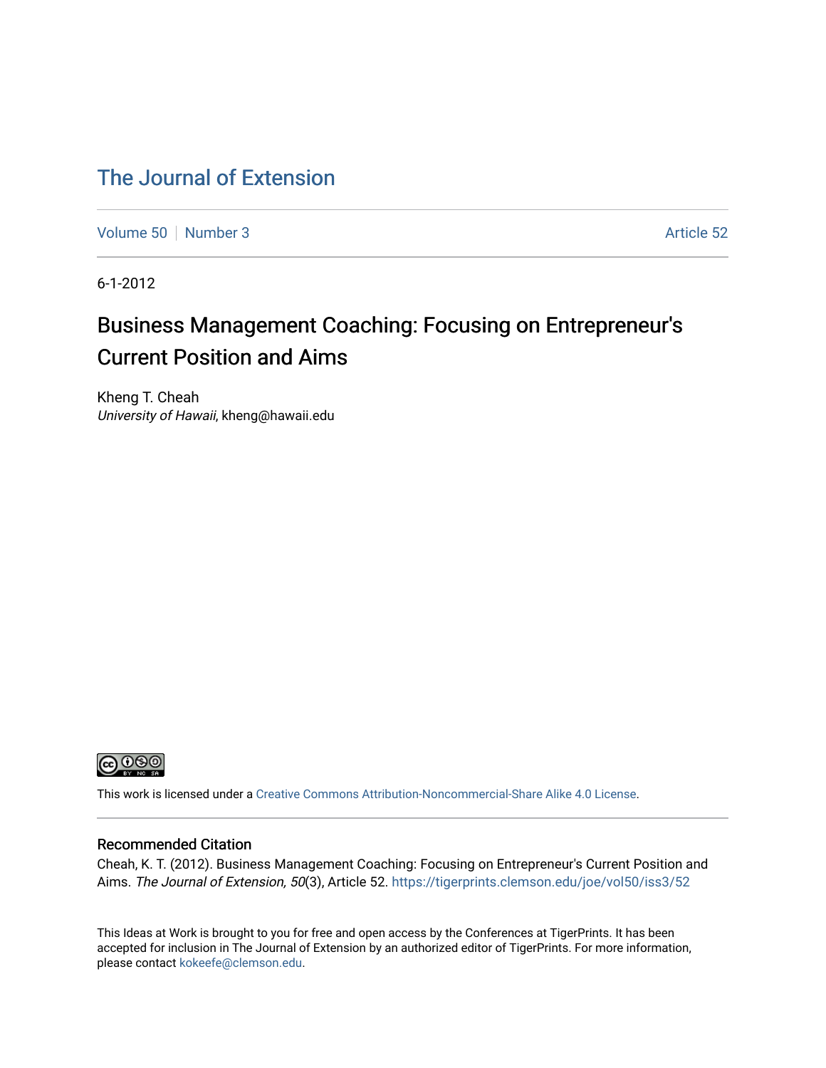# The Journal of Extension

Volume 50 | Number 3 | Article 52

6-1-2012

## Business Management Coaching: Focusing on Entrepreneur's Current Position and Aims

Kheng T. Cheah
*University of Hawaii*, kheng@hawaii.edu

This work is licensed under a Creative Commons Attribution-Noncommercial-Share Alike 4.0 License.

### Recommended Citation

Cheah, K. T. (2012). Business Management Coaching: Focusing on Entrepreneur's Current Position and Aims. *The Journal of Extension, 50*(3), Article 52. https://tigerprints.clemson.edu/joe/vol50/iss3/52

This Ideas at Work is brought to you for free and open access by the Conferences at TigerPrints. It has been accepted for inclusion in The Journal of Extension by an authorized editor of TigerPrints. For more information, please contact kokeefe@clemson.edu.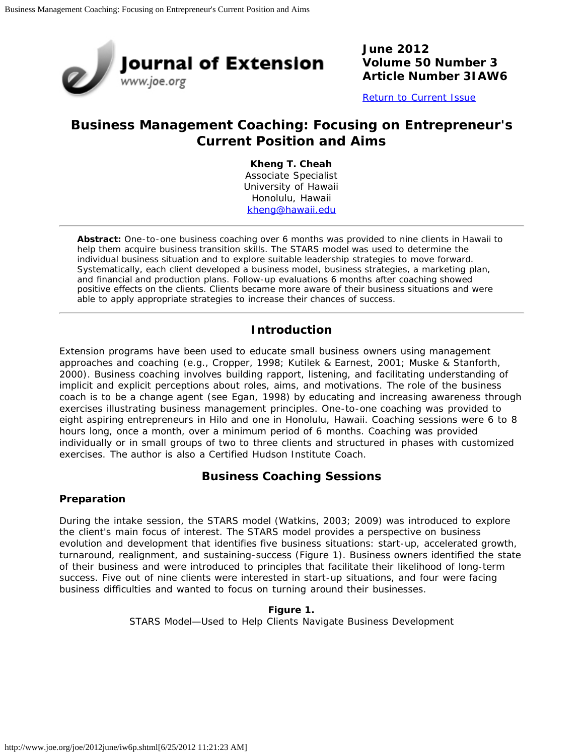# Business Management Coaching: Focusing on Entrepreneur's Current Position and Aims

**Kheng T. Cheah**
Associate Specialist
University of Hawaii
Honolulu, Hawaii
kheng@hawaii.edu

**Abstract:** One-to-one business coaching over 6 months was provided to nine clients in Hawaii to help them acquire business transition skills. The STARS model was used to determine the individual business situation and to explore suitable leadership strategies to move forward. Systematically, each client developed a business model, business strategies, a marketing plan, and financial and production plans. Follow-up evaluations 6 months after coaching showed positive effects on the clients. Clients became more aware of their business situations and were able to apply appropriate strategies to increase their chances of success.

## Introduction

Extension programs have been used to educate small business owners using management approaches and coaching (e.g., Cropper, 1998; Kutilek & Earnest, 2001; Muske & Stanforth, 2000). Business coaching involves building rapport, listening, and facilitating understanding of implicit and explicit perceptions about roles, aims, and motivations. The role of the business coach is to be a change agent (see Egan, 1998) by educating and increasing awareness through exercises illustrating business management principles. One-to-one coaching was provided to eight aspiring entrepreneurs in Hilo and one in Honolulu, Hawaii. Coaching sessions were 6 to 8 hours long, once a month, over a minimum period of 6 months. Coaching was provided individually or in small groups of two to three clients and structured in phases with customized exercises. The author is also a Certified Hudson Institute Coach.

## Business Coaching Sessions

### Preparation

During the intake session, the STARS model (Watkins, 2003; 2009) was introduced to explore the client's main focus of interest. The STARS model provides a perspective on business evolution and development that identifies five business situations: start-up, accelerated growth, turnaround, realignment, and sustaining-success (Figure 1). Business owners identified the state of their business and were introduced to principles that facilitate their likelihood of long-term success. Five out of nine clients were interested in start-up situations, and four were facing business difficulties and wanted to focus on turning around their businesses.

**Figure 1.**
STARS Model—Used to Help Clients Navigate Business Development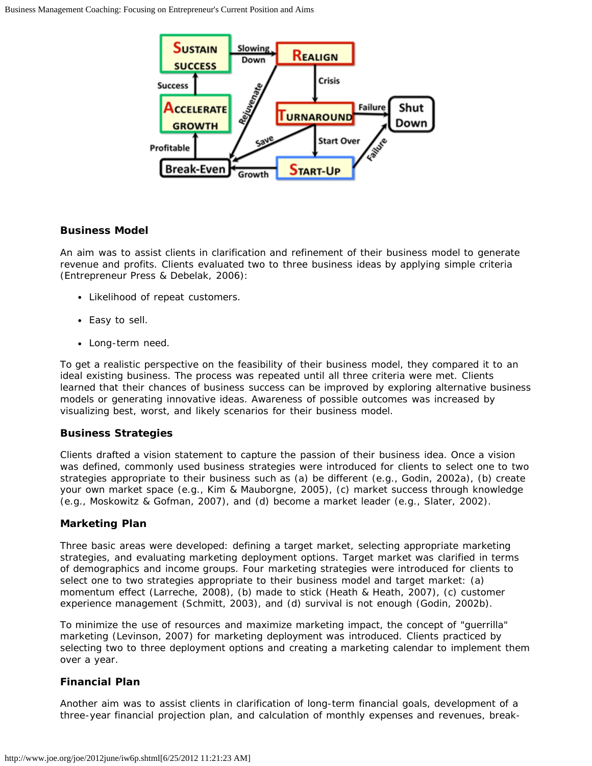### Business Model

An aim was to assist clients in clarification and refinement of their business model to generate revenue and profits. Clients evaluated two to three business ideas by applying simple criteria (Entrepreneur Press & Debelak, 2006):

- Likelihood of repeat customers.
- Easy to sell.
- Long-term need.

To get a realistic perspective on the feasibility of their business model, they compared it to an ideal existing business. The process was repeated until all three criteria were met. Clients learned that their chances of business success can be improved by exploring alternative business models or generating innovative ideas. Awareness of possible outcomes was increased by visualizing best, worst, and likely scenarios for their business model.

### Business Strategies

Clients drafted a vision statement to capture the passion of their business idea. Once a vision was defined, commonly used business strategies were introduced for clients to select one to two strategies appropriate to their business such as (a) be different (e.g., Godin, 2002a), (b) create your own market space (e.g., Kim & Mauborgne, 2005), (c) market success through knowledge (e.g., Moskowitz & Gofman, 2007), and (d) become a market leader (e.g., Slater, 2002).

### Marketing Plan

Three basic areas were developed: defining a target market, selecting appropriate marketing strategies, and evaluating marketing deployment options. Target market was clarified in terms of demographics and income groups. Four marketing strategies were introduced for clients to select one to two strategies appropriate to their business model and target market: (a) momentum effect (Larreche, 2008), (b) made to stick (Heath & Heath, 2007), (c) customer experience management (Schmitt, 2003), and (d) survival is not enough (Godin, 2002b).

To minimize the use of resources and maximize marketing impact, the concept of "guerrilla" marketing (Levinson, 2007) for marketing deployment was introduced. Clients practiced by selecting two to three deployment options and creating a marketing calendar to implement them over a year.

### Financial Plan

Another aim was to assist clients in clarification of long-term financial goals, development of a three-year financial projection plan, and calculation of monthly expenses and revenues, break-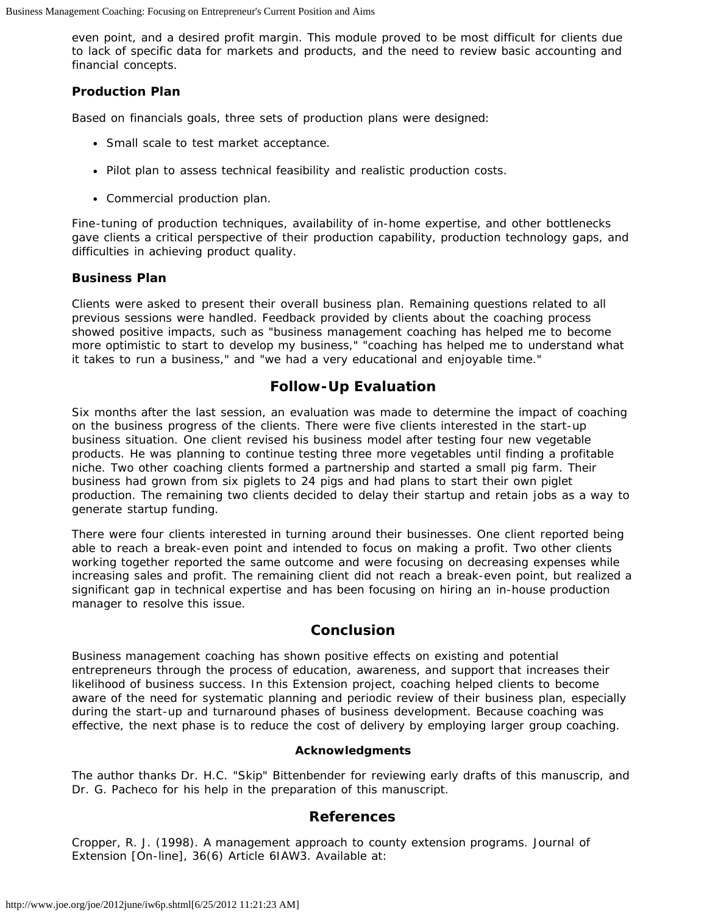even point, and a desired profit margin. This module proved to be most difficult for clients due to lack of specific data for markets and products, and the need to review basic accounting and financial concepts.

### Production Plan

Based on financials goals, three sets of production plans were designed:

- Small scale to test market acceptance.
- Pilot plan to assess technical feasibility and realistic production costs.
- Commercial production plan.

Fine-tuning of production techniques, availability of in-home expertise, and other bottlenecks gave clients a critical perspective of their production capability, production technology gaps, and difficulties in achieving product quality.

### Business Plan

Clients were asked to present their overall business plan. Remaining questions related to all previous sessions were handled. Feedback provided by clients about the coaching process showed positive impacts, such as "business management coaching has helped me to become more optimistic to start to develop my business," "coaching has helped me to understand what it takes to run a business," and "we had a very educational and enjoyable time."

## Follow-Up Evaluation

Six months after the last session, an evaluation was made to determine the impact of coaching on the business progress of the clients. There were five clients interested in the start-up business situation. One client revised his business model after testing four new vegetable products. He was planning to continue testing three more vegetables until finding a profitable niche. Two other coaching clients formed a partnership and started a small pig farm. Their business had grown from six piglets to 24 pigs and had plans to start their own piglet production. The remaining two clients decided to delay their startup and retain jobs as a way to generate startup funding.

There were four clients interested in turning around their businesses. One client reported being able to reach a break-even point and intended to focus on making a profit. Two other clients working together reported the same outcome and were focusing on decreasing expenses while increasing sales and profit. The remaining client did not reach a break-even point, but realized a significant gap in technical expertise and has been focusing on hiring an in-house production manager to resolve this issue.

## Conclusion

Business management coaching has shown positive effects on existing and potential entrepreneurs through the process of education, awareness, and support that increases their likelihood of business success. In this Extension project, coaching helped clients to become aware of the need for systematic planning and periodic review of their business plan, especially during the start-up and turnaround phases of business development. Because coaching was effective, the next phase is to reduce the cost of delivery by employing larger group coaching.

#### Acknowledgments

The author thanks Dr. H.C. "Skip" Bittenbender for reviewing early drafts of this manuscrip, and Dr. G. Pacheco for his help in the preparation of this manuscript.

## References

Cropper, R. J. (1998). A management approach to county extension programs. Journal of Extension [On-line], 36(6) Article 6IAW3. Available at: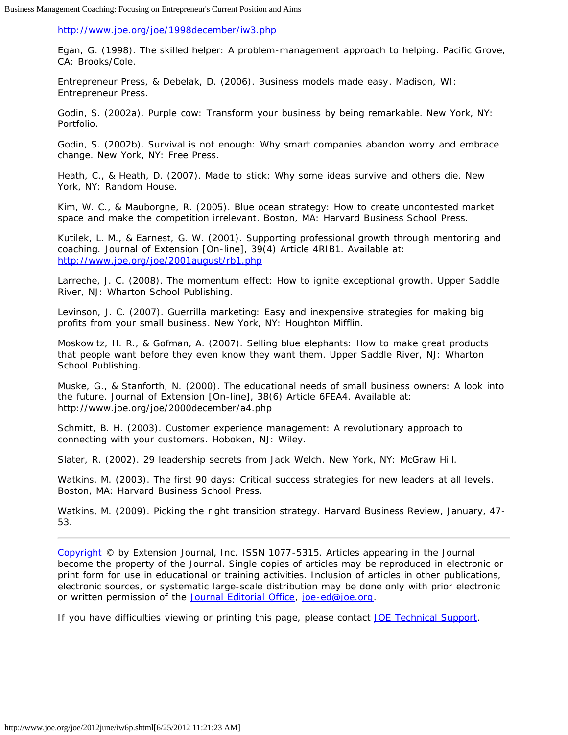http://www.joe.org/joe/1998december/iw3.php

Egan, G. (1998). The skilled helper: A problem-management approach to helping. Pacific Grove, CA: Brooks/Cole.

Entrepreneur Press, & Debelak, D. (2006). Business models made easy. Madison, WI: Entrepreneur Press.

Godin, S. (2002a). Purple cow: Transform your business by being remarkable. New York, NY: Portfolio.

Godin, S. (2002b). Survival is not enough: Why smart companies abandon worry and embrace change. New York, NY: Free Press.

Heath, C., & Heath, D. (2007). Made to stick: Why some ideas survive and others die. New York, NY: Random House.

Kim, W. C., & Mauborgne, R. (2005). Blue ocean strategy: How to create uncontested market space and make the competition irrelevant. Boston, MA: Harvard Business School Press.

Kutilek, L. M., & Earnest, G. W. (2001). Supporting professional growth through mentoring and coaching. Journal of Extension [On-line], 39(4) Article 4RIB1. Available at: http://www.joe.org/joe/2001august/rb1.php

Larreche, J. C. (2008). The momentum effect: How to ignite exceptional growth. Upper Saddle River, NJ: Wharton School Publishing.

Levinson, J. C. (2007). Guerrilla marketing: Easy and inexpensive strategies for making big profits from your small business. New York, NY: Houghton Mifflin.

Moskowitz, H. R., & Gofman, A. (2007). Selling blue elephants: How to make great products that people want before they even know they want them. Upper Saddle River, NJ: Wharton School Publishing.

Muske, G., & Stanforth, N. (2000). The educational needs of small business owners: A look into the future. Journal of Extension [On-line], 38(6) Article 6FEA4. Available at: http://www.joe.org/joe/2000december/a4.php

Schmitt, B. H. (2003). Customer experience management: A revolutionary approach to connecting with your customers. Hoboken, NJ: Wiley.

Slater, R. (2002). 29 leadership secrets from Jack Welch. New York, NY: McGraw Hill.

Watkins, M. (2003). The first 90 days: Critical success strategies for new leaders at all levels. Boston, MA: Harvard Business School Press.

Watkins, M. (2009). Picking the right transition strategy. Harvard Business Review, January, 47-53.

---

Copyright © by Extension Journal, Inc. ISSN 1077-5315. Articles appearing in the Journal become the property of the Journal. Single copies of articles may be reproduced in electronic or print form for use in educational or training activities. Inclusion of articles in other publications, electronic sources, or systematic large-scale distribution may be done only with prior electronic or written permission of the Journal Editorial Office, joe-ed@joe.org.

If you have difficulties viewing or printing this page, please contact JOE Technical Support.